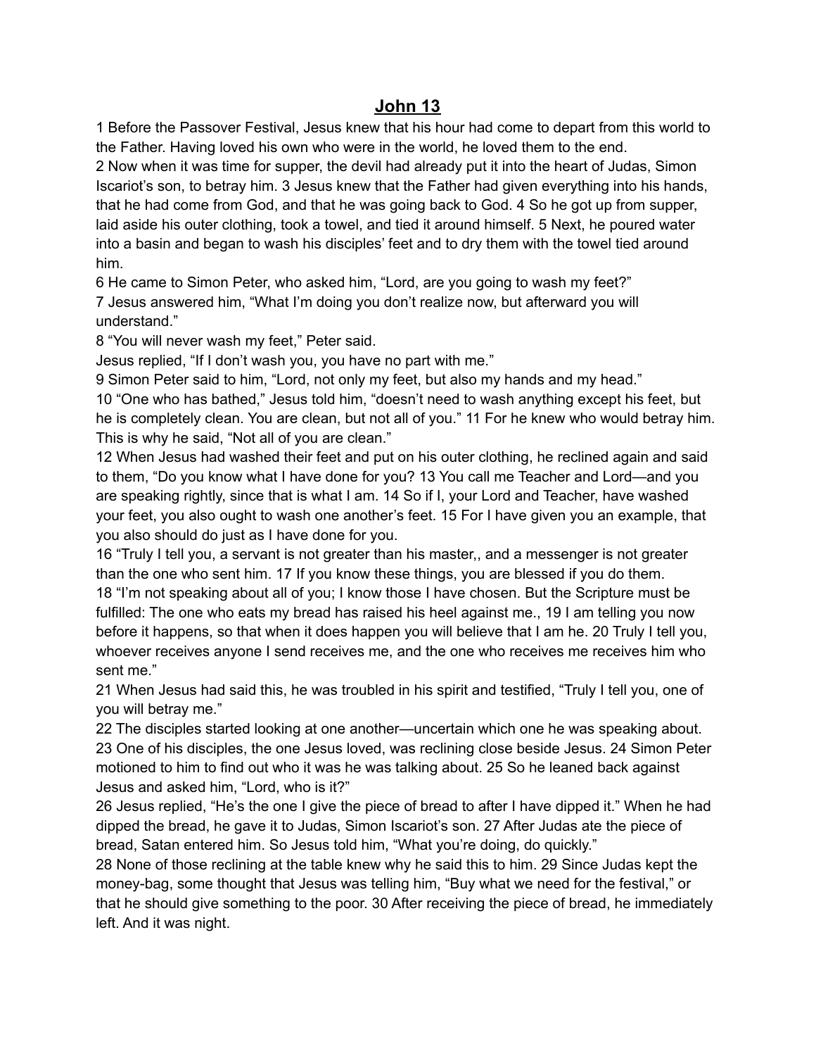# John 13

1 Before the Passover Festival, Jesus knew that his hour had come to depart from this world to the Father. Having loved his own who were in the world, he loved them to the end.

2 Now when it was time for supper, the devil had already put it into the heart of Judas, Simon Iscariot's son, to betray him. 3 Jesus knew that the Father had given everything into his hands, that he had come from God, and that he was going back to God. 4 So he got up from supper, laid aside his outer clothing, took a towel, and tied it around himself. 5 Next, he poured water into a basin and began to wash his disciples' feet and to dry them with the towel tied around him.

6 He came to Simon Peter, who asked him, "Lord, are you going to wash my feet?"

7 Jesus answered him, "What I'm doing you don't realize now, but afterward you will understand."

8 "You will never wash my feet," Peter said.

Jesus replied, "If I don't wash you, you have no part with me."

9 Simon Peter said to him, "Lord, not only my feet, but also my hands and my head."

10 "One who has bathed," Jesus told him, "doesn't need to wash anything except his feet, but he is completely clean. You are clean, but not all of you." 11 For he knew who would betray him. This is why he said, "Not all of you are clean."

12 When Jesus had washed their feet and put on his outer clothing, he reclined again and said to them, "Do you know what I have done for you? 13 You call me Teacher and Lord—and you are speaking rightly, since that is what I am. 14 So if I, your Lord and Teacher, have washed your feet, you also ought to wash one another's feet. 15 For I have given you an example, that you also should do just as I have done for you.

16 "Truly I tell you, a servant is not greater than his master,, and a messenger is not greater than the one who sent him. 17 If you know these things, you are blessed if you do them.

18 "I'm not speaking about all of you; I know those I have chosen. But the Scripture must be fulfilled: The one who eats my bread has raised his heel against me., 19 I am telling you now before it happens, so that when it does happen you will believe that I am he. 20 Truly I tell you, whoever receives anyone I send receives me, and the one who receives me receives him who sent me."

21 When Jesus had said this, he was troubled in his spirit and testified, "Truly I tell you, one of you will betray me."

22 The disciples started looking at one another—uncertain which one he was speaking about.

23 One of his disciples, the one Jesus loved, was reclining close beside Jesus. 24 Simon Peter motioned to him to find out who it was he was talking about. 25 So he leaned back against Jesus and asked him, "Lord, who is it?"

26 Jesus replied, "He's the one I give the piece of bread to after I have dipped it." When he had dipped the bread, he gave it to Judas, Simon Iscariot's son. 27 After Judas ate the piece of bread, Satan entered him. So Jesus told him, "What you're doing, do quickly."

28 None of those reclining at the table knew why he said this to him. 29 Since Judas kept the money-bag, some thought that Jesus was telling him, "Buy what we need for the festival," or that he should give something to the poor. 30 After receiving the piece of bread, he immediately left. And it was night.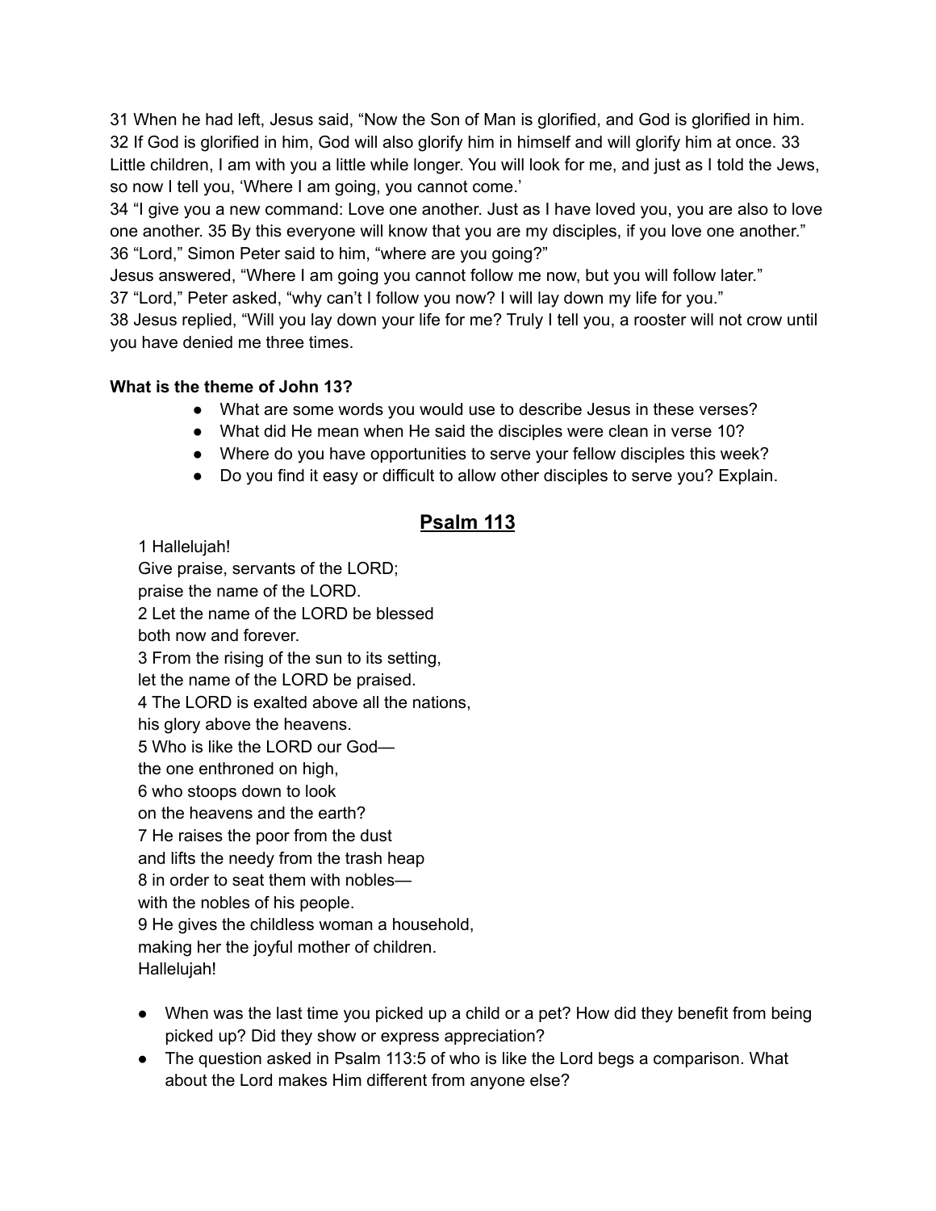31 When he had left, Jesus said, "Now the Son of Man is glorified, and God is glorified in him. 32 If God is glorified in him, God will also glorify him in himself and will glorify him at once. 33 Little children, I am with you a little while longer. You will look for me, and just as I told the Jews, so now I tell you, 'Where I am going, you cannot come.'
34 "I give you a new command: Love one another. Just as I have loved you, you are also to love one another. 35 By this everyone will know that you are my disciples, if you love one another."
36 "Lord," Simon Peter said to him, "where are you going?"
Jesus answered, "Where I am going you cannot follow me now, but you will follow later."
37 "Lord," Peter asked, "why can't I follow you now? I will lay down my life for you."
38 Jesus replied, "Will you lay down your life for me? Truly I tell you, a rooster will not crow until you have denied me three times.

**What is the theme of John 13?**

- What are some words you would use to describe Jesus in these verses?
- What did He mean when He said the disciples were clean in verse 10?
- Where do you have opportunities to serve your fellow disciples this week?
- Do you find it easy or difficult to allow other disciples to serve you? Explain.

## Psalm 113

1 Hallelujah!
Give praise, servants of the LORD;
praise the name of the LORD.
2 Let the name of the LORD be blessed
both now and forever.
3 From the rising of the sun to its setting,
let the name of the LORD be praised.
4 The LORD is exalted above all the nations,
his glory above the heavens.
5 Who is like the LORD our God—
the one enthroned on high,
6 who stoops down to look
on the heavens and the earth?
7 He raises the poor from the dust
and lifts the needy from the trash heap
8 in order to seat them with nobles—
with the nobles of his people.
9 He gives the childless woman a household,
making her the joyful mother of children.
Hallelujah!

- When was the last time you picked up a child or a pet? How did they benefit from being picked up? Did they show or express appreciation?
- The question asked in Psalm 113:5 of who is like the Lord begs a comparison. What about the Lord makes Him different from anyone else?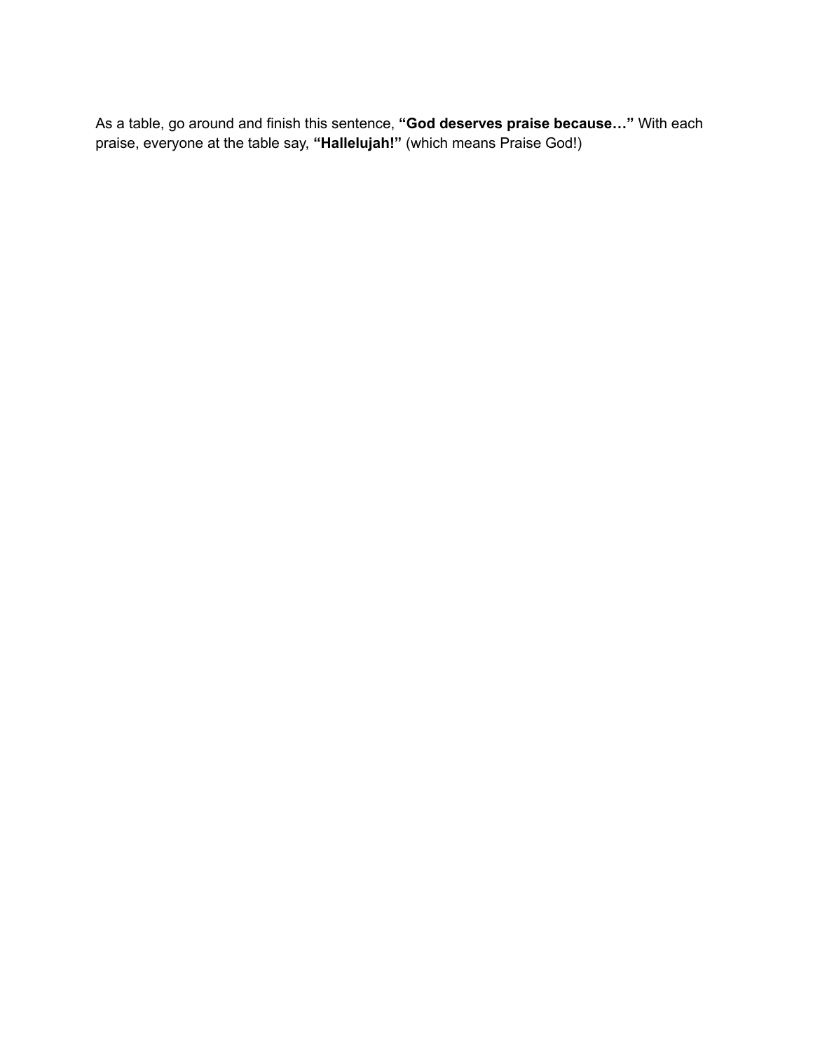As a table, go around and finish this sentence, **"God deserves praise because…"** With each praise, everyone at the table say, **"Hallelujah!"** (which means Praise God!)